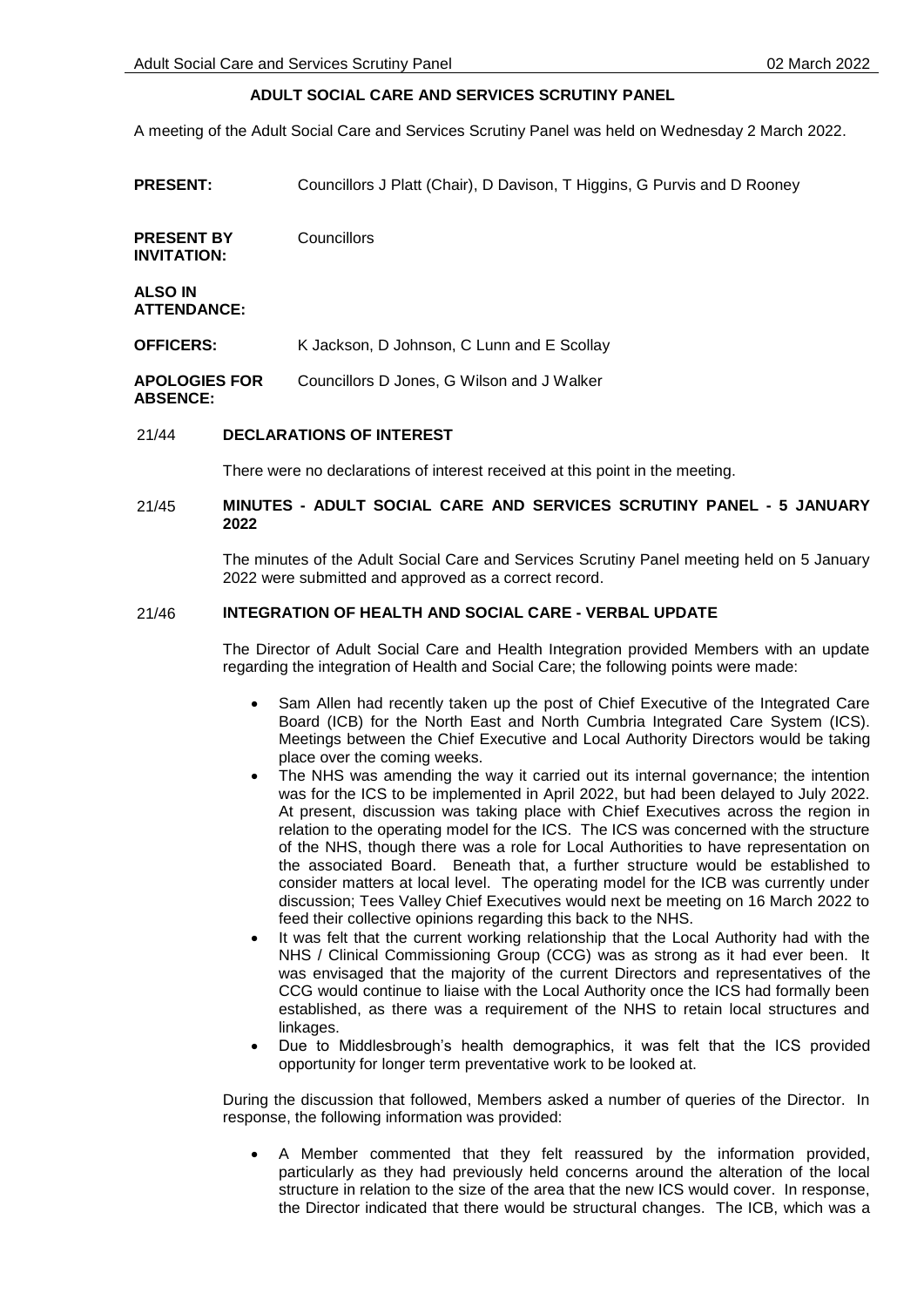# ADULT SOCIAL CARE AND SERVICES SCRUTINY PANEL

A meeting of the Adult Social Care and Services Scrutiny Panel was held on Wednesday 2 March 2022.

| | |
|---|---|
| **PRESENT:** | Councillors J Platt (Chair), D Davison, T Higgins, G Purvis and D Rooney |
| **PRESENT BY INVITATION:** | Councillors |
| **ALSO IN ATTENDANCE:** | |
| **OFFICERS:** | K Jackson, D Johnson, C Lunn and E Scollay |
| **APOLOGIES FOR ABSENCE:** | Councillors D Jones, G Wilson and J Walker |

## 21/44 DECLARATIONS OF INTEREST

There were no declarations of interest received at this point in the meeting.

## 21/45 MINUTES - ADULT SOCIAL CARE AND SERVICES SCRUTINY PANEL - 5 JANUARY 2022

The minutes of the Adult Social Care and Services Scrutiny Panel meeting held on 5 January 2022 were submitted and approved as a correct record.

## 21/46 INTEGRATION OF HEALTH AND SOCIAL CARE - VERBAL UPDATE

The Director of Adult Social Care and Health Integration provided Members with an update regarding the integration of Health and Social Care; the following points were made:

- Sam Allen had recently taken up the post of Chief Executive of the Integrated Care Board (ICB) for the North East and North Cumbria Integrated Care System (ICS). Meetings between the Chief Executive and Local Authority Directors would be taking place over the coming weeks.
- The NHS was amending the way it carried out its internal governance; the intention was for the ICS to be implemented in April 2022, but had been delayed to July 2022. At present, discussion was taking place with Chief Executives across the region in relation to the operating model for the ICS. The ICS was concerned with the structure of the NHS, though there was a role for Local Authorities to have representation on the associated Board. Beneath that, a further structure would be established to consider matters at local level. The operating model for the ICB was currently under discussion; Tees Valley Chief Executives would next be meeting on 16 March 2022 to feed their collective opinions regarding this back to the NHS.
- It was felt that the current working relationship that the Local Authority had with the NHS / Clinical Commissioning Group (CCG) was as strong as it had ever been. It was envisaged that the majority of the current Directors and representatives of the CCG would continue to liaise with the Local Authority once the ICS had formally been established, as there was a requirement of the NHS to retain local structures and linkages.
- Due to Middlesbrough's health demographics, it was felt that the ICS provided opportunity for longer term preventative work to be looked at.

During the discussion that followed, Members asked a number of queries of the Director. In response, the following information was provided:

- A Member commented that they felt reassured by the information provided, particularly as they had previously held concerns around the alteration of the local structure in relation to the size of the area that the new ICS would cover. In response, the Director indicated that there would be structural changes. The ICB, which was a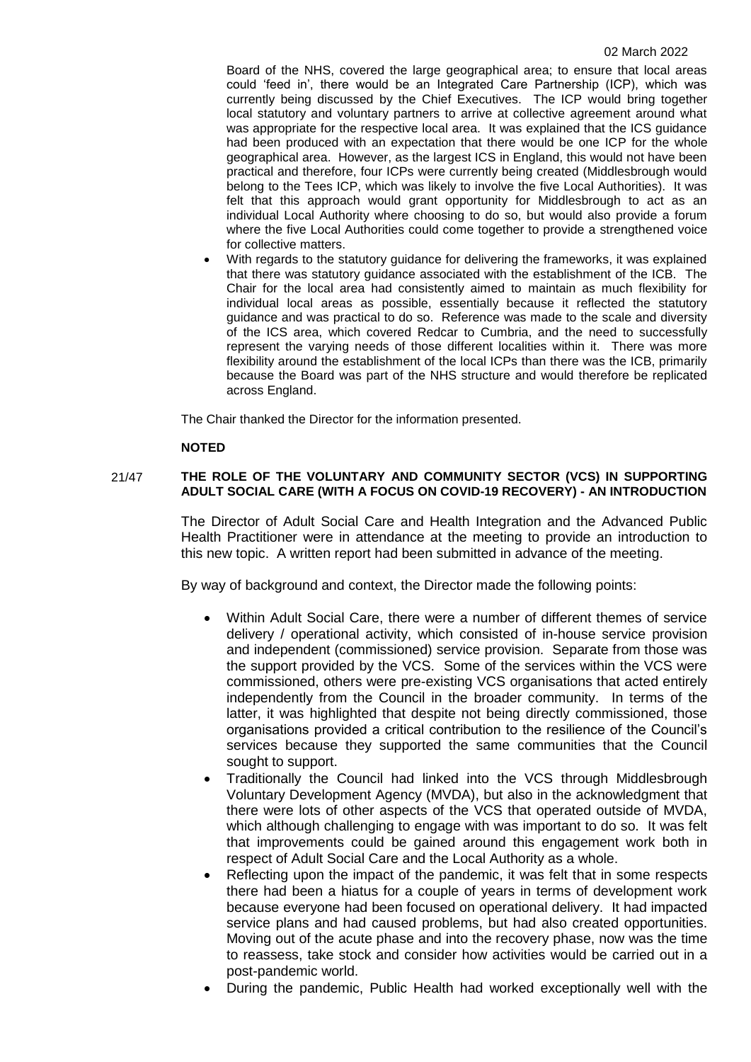Board of the NHS, covered the large geographical area; to ensure that local areas could 'feed in', there would be an Integrated Care Partnership (ICP), which was currently being discussed by the Chief Executives. The ICP would bring together local statutory and voluntary partners to arrive at collective agreement around what was appropriate for the respective local area. It was explained that the ICS guidance had been produced with an expectation that there would be one ICP for the whole geographical area. However, as the largest ICS in England, this would not have been practical and therefore, four ICPs were currently being created (Middlesbrough would belong to the Tees ICP, which was likely to involve the five Local Authorities). It was felt that this approach would grant opportunity for Middlesbrough to act as an individual Local Authority where choosing to do so, but would also provide a forum where the five Local Authorities could come together to provide a strengthened voice for collective matters.

- With regards to the statutory guidance for delivering the frameworks, it was explained that there was statutory guidance associated with the establishment of the ICB. The Chair for the local area had consistently aimed to maintain as much flexibility for individual local areas as possible, essentially because it reflected the statutory guidance and was practical to do so. Reference was made to the scale and diversity of the ICS area, which covered Redcar to Cumbria, and the need to successfully represent the varying needs of those different localities within it. There was more flexibility around the establishment of the local ICPs than there was the ICB, primarily because the Board was part of the NHS structure and would therefore be replicated across England.

The Chair thanked the Director for the information presented.

**NOTED**

**21/47 THE ROLE OF THE VOLUNTARY AND COMMUNITY SECTOR (VCS) IN SUPPORTING ADULT SOCIAL CARE (WITH A FOCUS ON COVID-19 RECOVERY) - AN INTRODUCTION**

The Director of Adult Social Care and Health Integration and the Advanced Public Health Practitioner were in attendance at the meeting to provide an introduction to this new topic. A written report had been submitted in advance of the meeting.

By way of background and context, the Director made the following points:

- Within Adult Social Care, there were a number of different themes of service delivery / operational activity, which consisted of in-house service provision and independent (commissioned) service provision. Separate from those was the support provided by the VCS. Some of the services within the VCS were commissioned, others were pre-existing VCS organisations that acted entirely independently from the Council in the broader community. In terms of the latter, it was highlighted that despite not being directly commissioned, those organisations provided a critical contribution to the resilience of the Council's services because they supported the same communities that the Council sought to support.
- Traditionally the Council had linked into the VCS through Middlesbrough Voluntary Development Agency (MVDA), but also in the acknowledgment that there were lots of other aspects of the VCS that operated outside of MVDA, which although challenging to engage with was important to do so. It was felt that improvements could be gained around this engagement work both in respect of Adult Social Care and the Local Authority as a whole.
- Reflecting upon the impact of the pandemic, it was felt that in some respects there had been a hiatus for a couple of years in terms of development work because everyone had been focused on operational delivery. It had impacted service plans and had caused problems, but had also created opportunities. Moving out of the acute phase and into the recovery phase, now was the time to reassess, take stock and consider how activities would be carried out in a post-pandemic world.
- During the pandemic, Public Health had worked exceptionally well with the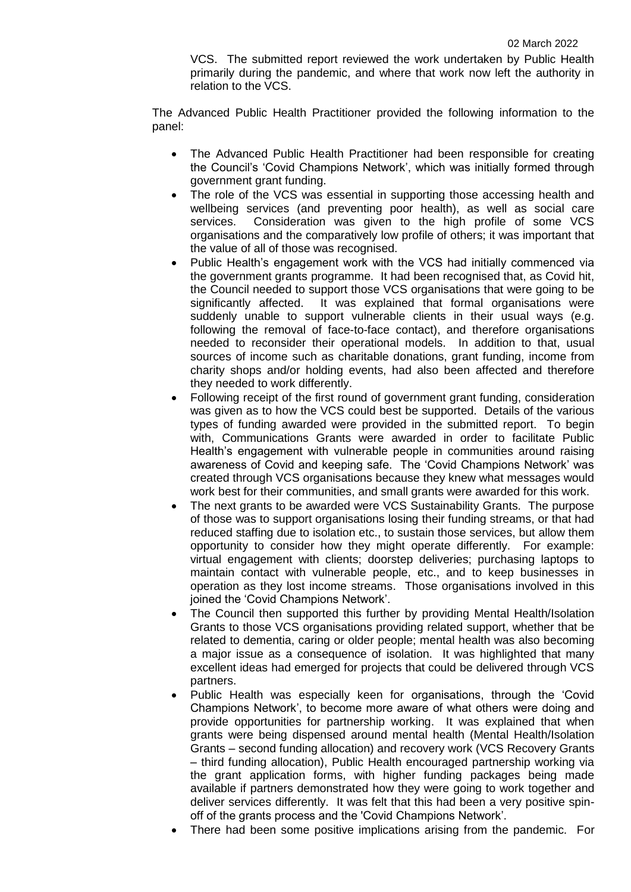VCS. The submitted report reviewed the work undertaken by Public Health primarily during the pandemic, and where that work now left the authority in relation to the VCS.

The Advanced Public Health Practitioner provided the following information to the panel:

- The Advanced Public Health Practitioner had been responsible for creating the Council's 'Covid Champions Network', which was initially formed through government grant funding.
- The role of the VCS was essential in supporting those accessing health and wellbeing services (and preventing poor health), as well as social care services. Consideration was given to the high profile of some VCS organisations and the comparatively low profile of others; it was important that the value of all of those was recognised.
- Public Health's engagement work with the VCS had initially commenced via the government grants programme. It had been recognised that, as Covid hit, the Council needed to support those VCS organisations that were going to be significantly affected. It was explained that formal organisations were suddenly unable to support vulnerable clients in their usual ways (e.g. following the removal of face-to-face contact), and therefore organisations needed to reconsider their operational models. In addition to that, usual sources of income such as charitable donations, grant funding, income from charity shops and/or holding events, had also been affected and therefore they needed to work differently.
- Following receipt of the first round of government grant funding, consideration was given as to how the VCS could best be supported. Details of the various types of funding awarded were provided in the submitted report. To begin with, Communications Grants were awarded in order to facilitate Public Health's engagement with vulnerable people in communities around raising awareness of Covid and keeping safe. The 'Covid Champions Network' was created through VCS organisations because they knew what messages would work best for their communities, and small grants were awarded for this work.
- The next grants to be awarded were VCS Sustainability Grants. The purpose of those was to support organisations losing their funding streams, or that had reduced staffing due to isolation etc., to sustain those services, but allow them opportunity to consider how they might operate differently. For example: virtual engagement with clients; doorstep deliveries; purchasing laptops to maintain contact with vulnerable people, etc., and to keep businesses in operation as they lost income streams. Those organisations involved in this joined the 'Covid Champions Network'.
- The Council then supported this further by providing Mental Health/Isolation Grants to those VCS organisations providing related support, whether that be related to dementia, caring or older people; mental health was also becoming a major issue as a consequence of isolation. It was highlighted that many excellent ideas had emerged for projects that could be delivered through VCS partners.
- Public Health was especially keen for organisations, through the 'Covid Champions Network', to become more aware of what others were doing and provide opportunities for partnership working. It was explained that when grants were being dispensed around mental health (Mental Health/Isolation Grants – second funding allocation) and recovery work (VCS Recovery Grants – third funding allocation), Public Health encouraged partnership working via the grant application forms, with higher funding packages being made available if partners demonstrated how they were going to work together and deliver services differently. It was felt that this had been a very positive spin-off of the grants process and the 'Covid Champions Network'.
- There had been some positive implications arising from the pandemic. For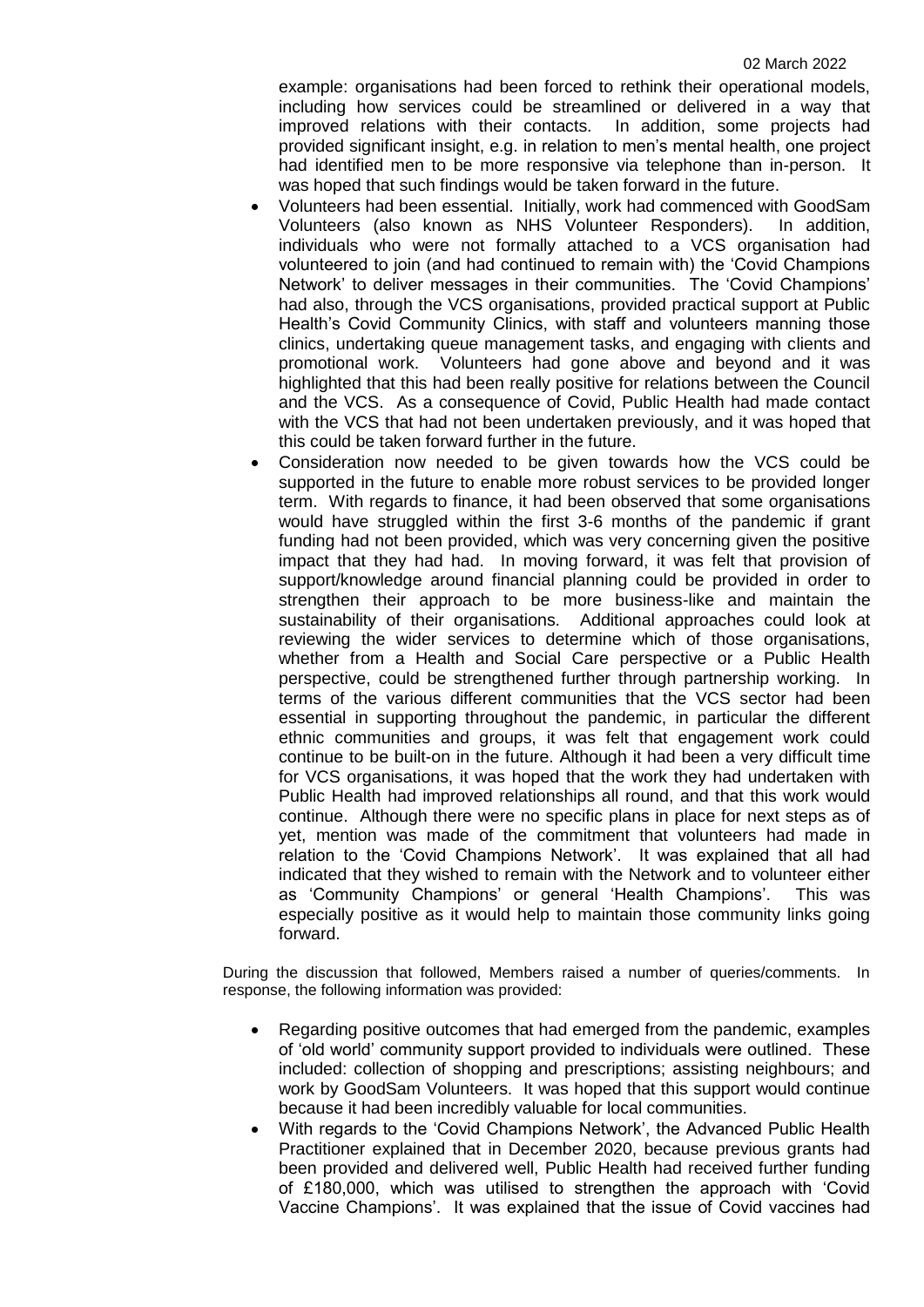example: organisations had been forced to rethink their operational models, including how services could be streamlined or delivered in a way that improved relations with their contacts. In addition, some projects had provided significant insight, e.g. in relation to men's mental health, one project had identified men to be more responsive via telephone than in-person. It was hoped that such findings would be taken forward in the future.

- Volunteers had been essential. Initially, work had commenced with GoodSam Volunteers (also known as NHS Volunteer Responders). In addition, individuals who were not formally attached to a VCS organisation had volunteered to join (and had continued to remain with) the 'Covid Champions Network' to deliver messages in their communities. The 'Covid Champions' had also, through the VCS organisations, provided practical support at Public Health's Covid Community Clinics, with staff and volunteers manning those clinics, undertaking queue management tasks, and engaging with clients and promotional work. Volunteers had gone above and beyond and it was highlighted that this had been really positive for relations between the Council and the VCS. As a consequence of Covid, Public Health had made contact with the VCS that had not been undertaken previously, and it was hoped that this could be taken forward further in the future.
- Consideration now needed to be given towards how the VCS could be supported in the future to enable more robust services to be provided longer term. With regards to finance, it had been observed that some organisations would have struggled within the first 3-6 months of the pandemic if grant funding had not been provided, which was very concerning given the positive impact that they had had. In moving forward, it was felt that provision of support/knowledge around financial planning could be provided in order to strengthen their approach to be more business-like and maintain the sustainability of their organisations. Additional approaches could look at reviewing the wider services to determine which of those organisations, whether from a Health and Social Care perspective or a Public Health perspective, could be strengthened further through partnership working. In terms of the various different communities that the VCS sector had been essential in supporting throughout the pandemic, in particular the different ethnic communities and groups, it was felt that engagement work could continue to be built-on in the future. Although it had been a very difficult time for VCS organisations, it was hoped that the work they had undertaken with Public Health had improved relationships all round, and that this work would continue. Although there were no specific plans in place for next steps as of yet, mention was made of the commitment that volunteers had made in relation to the 'Covid Champions Network'. It was explained that all had indicated that they wished to remain with the Network and to volunteer either as 'Community Champions' or general 'Health Champions'. This was especially positive as it would help to maintain those community links going forward.

During the discussion that followed, Members raised a number of queries/comments. In response, the following information was provided:

- Regarding positive outcomes that had emerged from the pandemic, examples of 'old world' community support provided to individuals were outlined. These included: collection of shopping and prescriptions; assisting neighbours; and work by GoodSam Volunteers. It was hoped that this support would continue because it had been incredibly valuable for local communities.
- With regards to the 'Covid Champions Network', the Advanced Public Health Practitioner explained that in December 2020, because previous grants had been provided and delivered well, Public Health had received further funding of £180,000, which was utilised to strengthen the approach with 'Covid Vaccine Champions'. It was explained that the issue of Covid vaccines had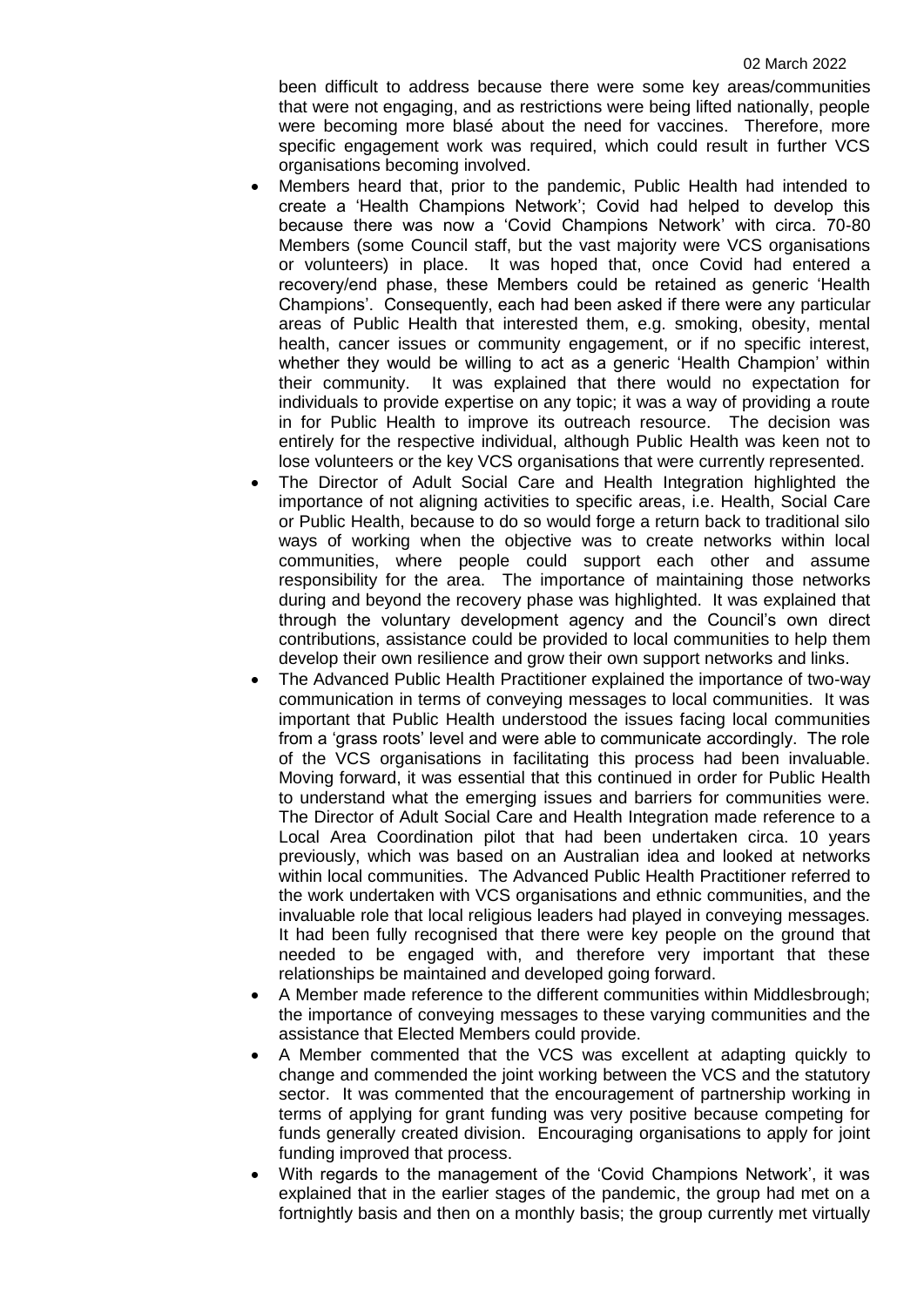been difficult to address because there were some key areas/communities that were not engaging, and as restrictions were being lifted nationally, people were becoming more blasé about the need for vaccines. Therefore, more specific engagement work was required, which could result in further VCS organisations becoming involved.

- Members heard that, prior to the pandemic, Public Health had intended to create a 'Health Champions Network'; Covid had helped to develop this because there was now a 'Covid Champions Network' with circa. 70-80 Members (some Council staff, but the vast majority were VCS organisations or volunteers) in place. It was hoped that, once Covid had entered a recovery/end phase, these Members could be retained as generic 'Health Champions'. Consequently, each had been asked if there were any particular areas of Public Health that interested them, e.g. smoking, obesity, mental health, cancer issues or community engagement, or if no specific interest, whether they would be willing to act as a generic 'Health Champion' within their community. It was explained that there would no expectation for individuals to provide expertise on any topic; it was a way of providing a route in for Public Health to improve its outreach resource. The decision was entirely for the respective individual, although Public Health was keen not to lose volunteers or the key VCS organisations that were currently represented.
- The Director of Adult Social Care and Health Integration highlighted the importance of not aligning activities to specific areas, i.e. Health, Social Care or Public Health, because to do so would forge a return back to traditional silo ways of working when the objective was to create networks within local communities, where people could support each other and assume responsibility for the area. The importance of maintaining those networks during and beyond the recovery phase was highlighted. It was explained that through the voluntary development agency and the Council's own direct contributions, assistance could be provided to local communities to help them develop their own resilience and grow their own support networks and links.
- The Advanced Public Health Practitioner explained the importance of two-way communication in terms of conveying messages to local communities. It was important that Public Health understood the issues facing local communities from a 'grass roots' level and were able to communicate accordingly. The role of the VCS organisations in facilitating this process had been invaluable. Moving forward, it was essential that this continued in order for Public Health to understand what the emerging issues and barriers for communities were. The Director of Adult Social Care and Health Integration made reference to a Local Area Coordination pilot that had been undertaken circa. 10 years previously, which was based on an Australian idea and looked at networks within local communities. The Advanced Public Health Practitioner referred to the work undertaken with VCS organisations and ethnic communities, and the invaluable role that local religious leaders had played in conveying messages. It had been fully recognised that there were key people on the ground that needed to be engaged with, and therefore very important that these relationships be maintained and developed going forward.
- A Member made reference to the different communities within Middlesbrough; the importance of conveying messages to these varying communities and the assistance that Elected Members could provide.
- A Member commented that the VCS was excellent at adapting quickly to change and commended the joint working between the VCS and the statutory sector. It was commented that the encouragement of partnership working in terms of applying for grant funding was very positive because competing for funds generally created division. Encouraging organisations to apply for joint funding improved that process.
- With regards to the management of the 'Covid Champions Network', it was explained that in the earlier stages of the pandemic, the group had met on a fortnightly basis and then on a monthly basis; the group currently met virtually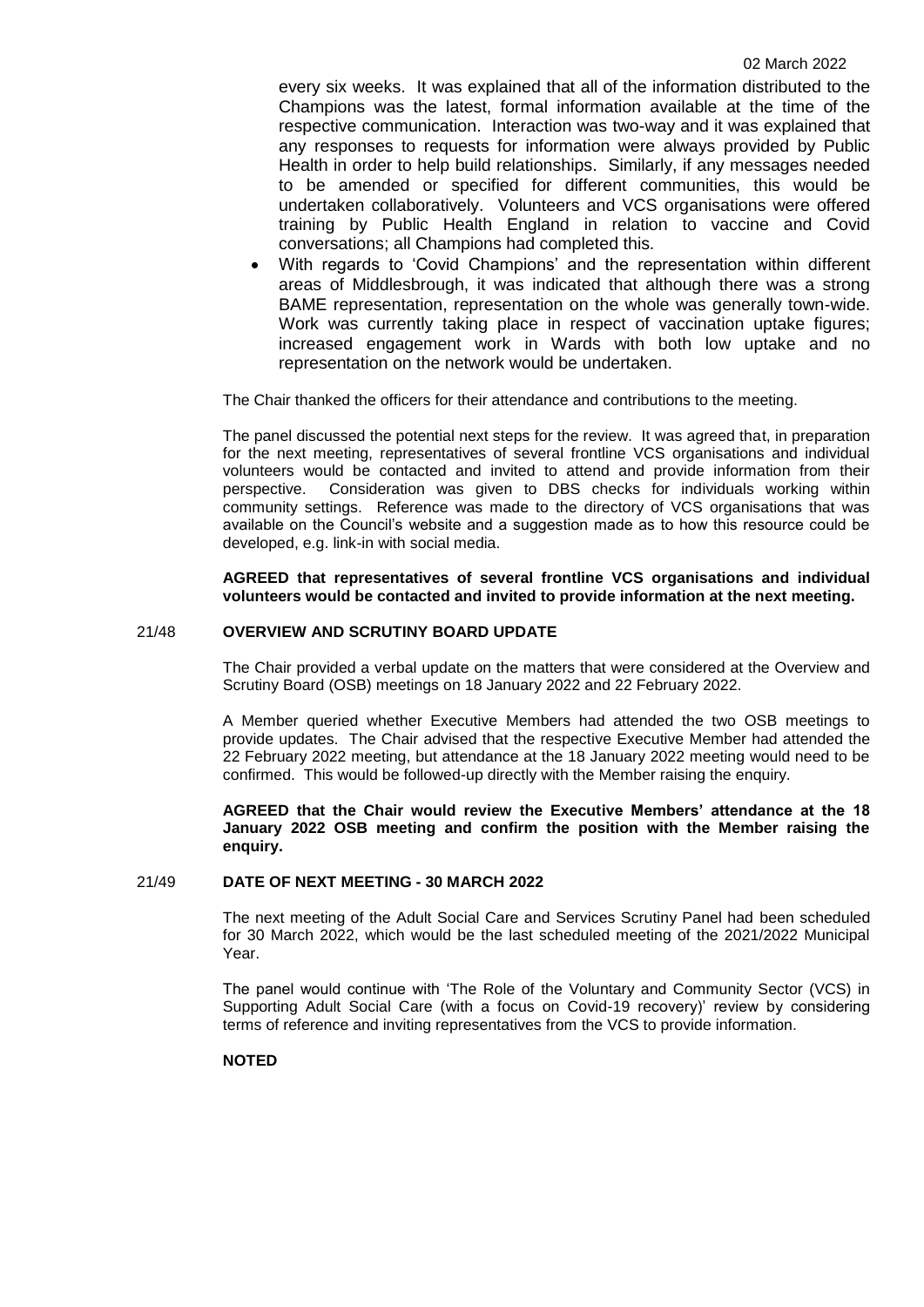every six weeks. It was explained that all of the information distributed to the Champions was the latest, formal information available at the time of the respective communication. Interaction was two-way and it was explained that any responses to requests for information were always provided by Public Health in order to help build relationships. Similarly, if any messages needed to be amended or specified for different communities, this would be undertaken collaboratively. Volunteers and VCS organisations were offered training by Public Health England in relation to vaccine and Covid conversations; all Champions had completed this.

- With regards to 'Covid Champions' and the representation within different areas of Middlesbrough, it was indicated that although there was a strong BAME representation, representation on the whole was generally town-wide. Work was currently taking place in respect of vaccination uptake figures; increased engagement work in Wards with both low uptake and no representation on the network would be undertaken.

The Chair thanked the officers for their attendance and contributions to the meeting.

The panel discussed the potential next steps for the review. It was agreed that, in preparation for the next meeting, representatives of several frontline VCS organisations and individual volunteers would be contacted and invited to attend and provide information from their perspective. Consideration was given to DBS checks for individuals working within community settings. Reference was made to the directory of VCS organisations that was available on the Council's website and a suggestion made as to how this resource could be developed, e.g. link-in with social media.

**AGREED that representatives of several frontline VCS organisations and individual volunteers would be contacted and invited to provide information at the next meeting.**

## 21/48 OVERVIEW AND SCRUTINY BOARD UPDATE

The Chair provided a verbal update on the matters that were considered at the Overview and Scrutiny Board (OSB) meetings on 18 January 2022 and 22 February 2022.

A Member queried whether Executive Members had attended the two OSB meetings to provide updates. The Chair advised that the respective Executive Member had attended the 22 February 2022 meeting, but attendance at the 18 January 2022 meeting would need to be confirmed. This would be followed-up directly with the Member raising the enquiry.

**AGREED that the Chair would review the Executive Members' attendance at the 18 January 2022 OSB meeting and confirm the position with the Member raising the enquiry.**

## 21/49 DATE OF NEXT MEETING - 30 MARCH 2022

The next meeting of the Adult Social Care and Services Scrutiny Panel had been scheduled for 30 March 2022, which would be the last scheduled meeting of the 2021/2022 Municipal Year.

The panel would continue with 'The Role of the Voluntary and Community Sector (VCS) in Supporting Adult Social Care (with a focus on Covid-19 recovery)' review by considering terms of reference and inviting representatives from the VCS to provide information.

**NOTED**